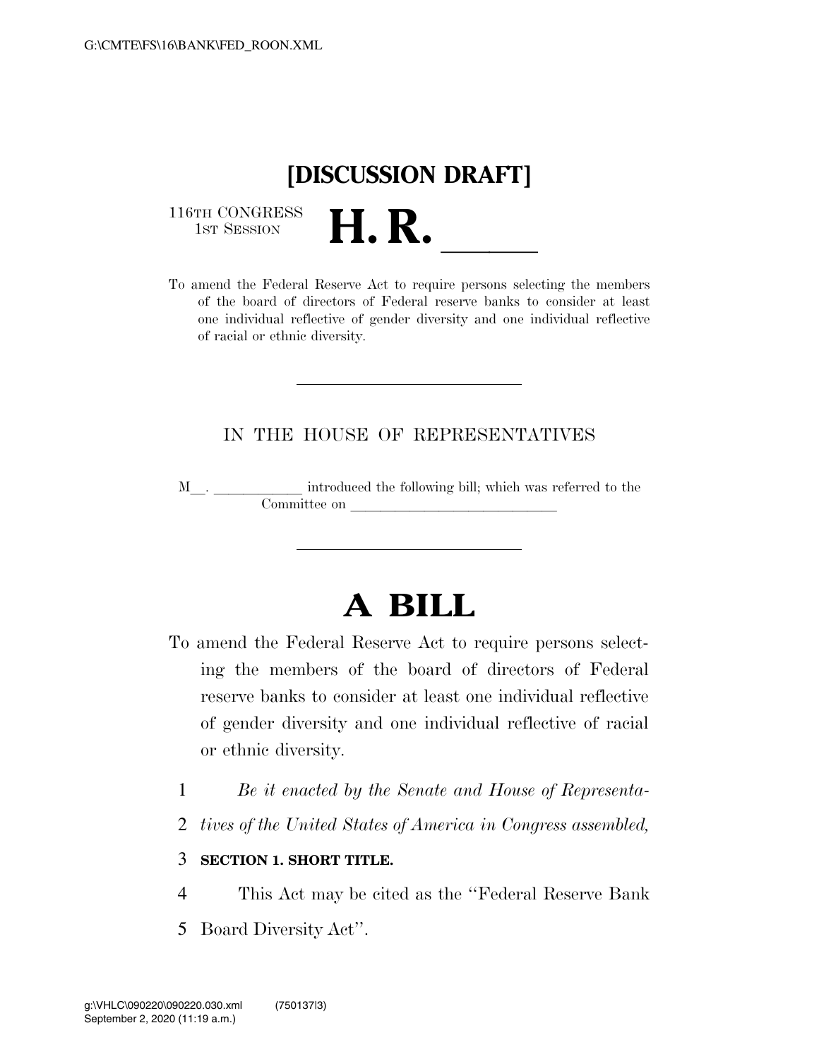**[DISCUSSION DRAFT]**

116TH CONGRESS
1ST SESSION

# H. R. \_\_\_\_\_\_

To amend the Federal Reserve Act to require persons selecting the members of the board of directors of Federal reserve banks to consider at least one individual reflective of gender diversity and one individual reflective of racial or ethnic diversity.

---

IN THE HOUSE OF REPRESENTATIVES

M\_\_. \_\_\_\_\_\_\_\_\_\_\_\_ introduced the following bill; which was referred to the Committee on \_\_\_\_\_\_\_\_\_\_\_\_\_\_\_\_\_\_\_\_\_\_\_\_\_\_\_\_\_\_

---

# A BILL

To amend the Federal Reserve Act to require persons selecting the members of the board of directors of Federal reserve banks to consider at least one individual reflective of gender diversity and one individual reflective of racial or ethnic diversity.

1 *Be it enacted by the Senate and House of Representa-*
2 *tives of the United States of America in Congress assembled,*

3 **SECTION 1. SHORT TITLE.**

4 This Act may be cited as the ''Federal Reserve Bank
5 Board Diversity Act''.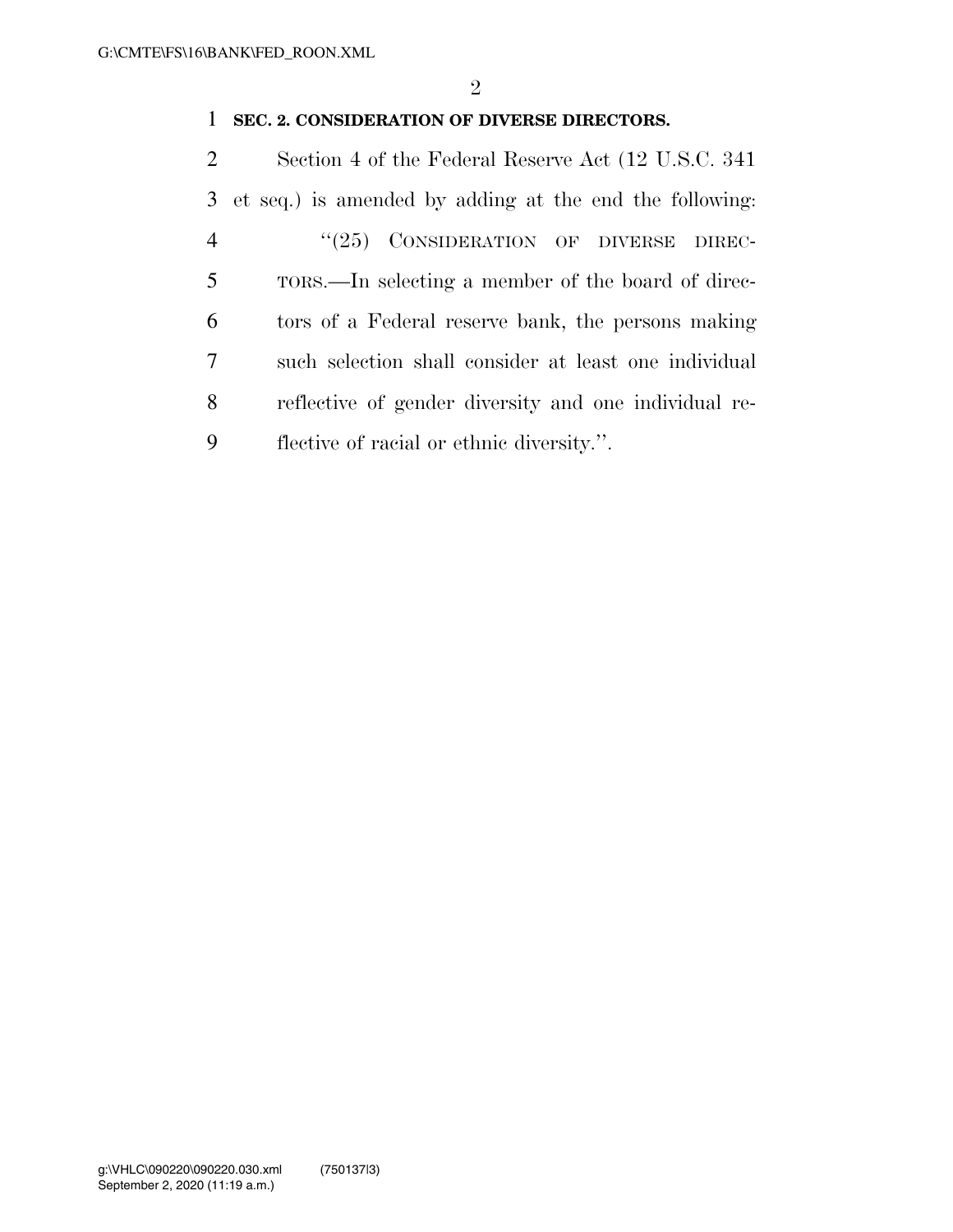**SEC. 2. CONSIDERATION OF DIVERSE DIRECTORS.**

Section 4 of the Federal Reserve Act (12 U.S.C. 341 et seq.) is amended by adding at the end the following:

"(25) CONSIDERATION OF DIVERSE DIRECTORS.—In selecting a member of the board of directors of a Federal reserve bank, the persons making such selection shall consider at least one individual reflective of gender diversity and one individual reflective of racial or ethnic diversity.".